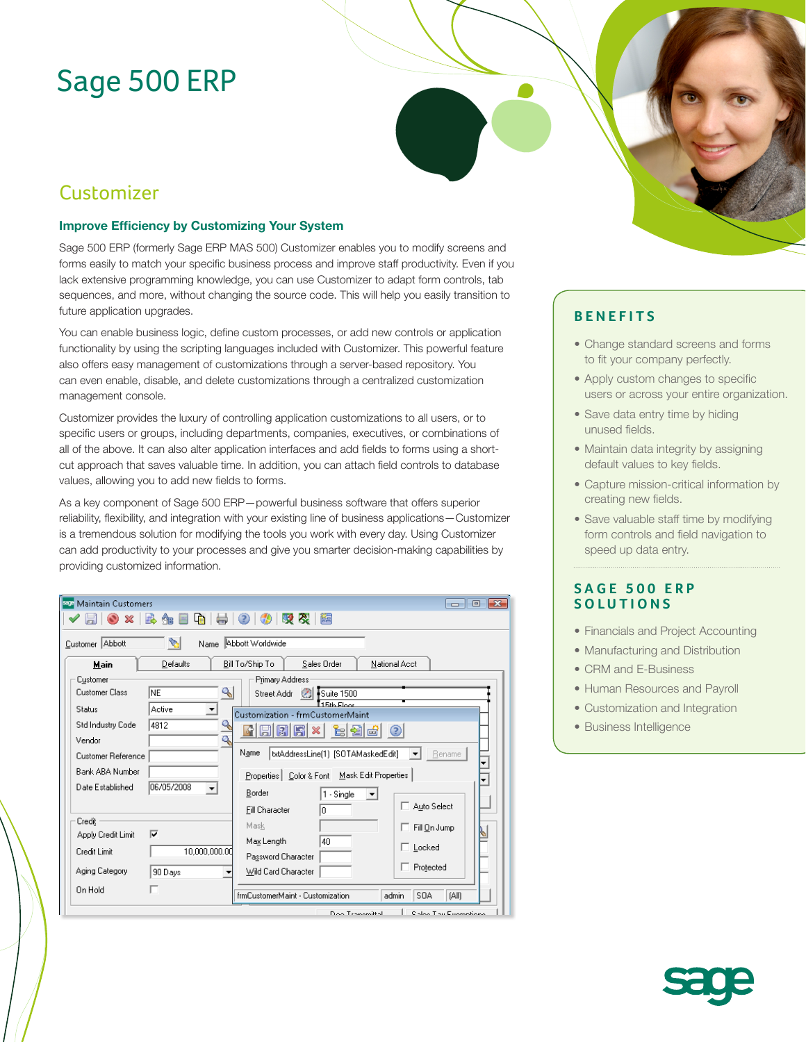# Sage 500 ERP

## Customizer

### Improve Efficiency by Customizing Your System

Sage 500 ERP (formerly Sage ERP MAS 500) Customizer enables you to modify screens and forms easily to match your specific business process and improve staff productivity. Even if you lack extensive programming knowledge, you can use Customizer to adapt form controls, tab sequences, and more, without changing the source code. This will help you easily transition to future application upgrades.

You can enable business logic, define custom processes, or add new controls or application functionality by using the scripting languages included with Customizer. This powerful feature also offers easy management of customizations through a server-based repository. You can even enable, disable, and delete customizations through a centralized customization management console.

Customizer provides the luxury of controlling application customizations to all users, or to specific users or groups, including departments, companies, executives, or combinations of all of the above. It can also alter application interfaces and add fields to forms using a short-cut approach that saves valuable time. In addition, you can attach field controls to database values, allowing you to add new fields to forms.

As a key component of Sage 500 ERP—powerful business software that offers superior reliability, flexibility, and integration with your existing line of business applications—Customizer is a tremendous solution for modifying the tools you work with every day. Using Customizer can add productivity to your processes and give you smarter decision-making capabilities by providing customized information.

## BENEFITS

- Change standard screens and forms to fit your company perfectly.
- Apply custom changes to specific users or across your entire organization.
- Save data entry time by hiding unused fields.
- Maintain data integrity by assigning default values to key fields.
- Capture mission-critical information by creating new fields.
- Save valuable staff time by modifying form controls and field navigation to speed up data entry.

## SAGE 500 ERP SOLUTIONS

- Financials and Project Accounting
- Manufacturing and Distribution
- CRM and E-Business
- Human Resources and Payroll
- Customization and Integration
- Business Intelligence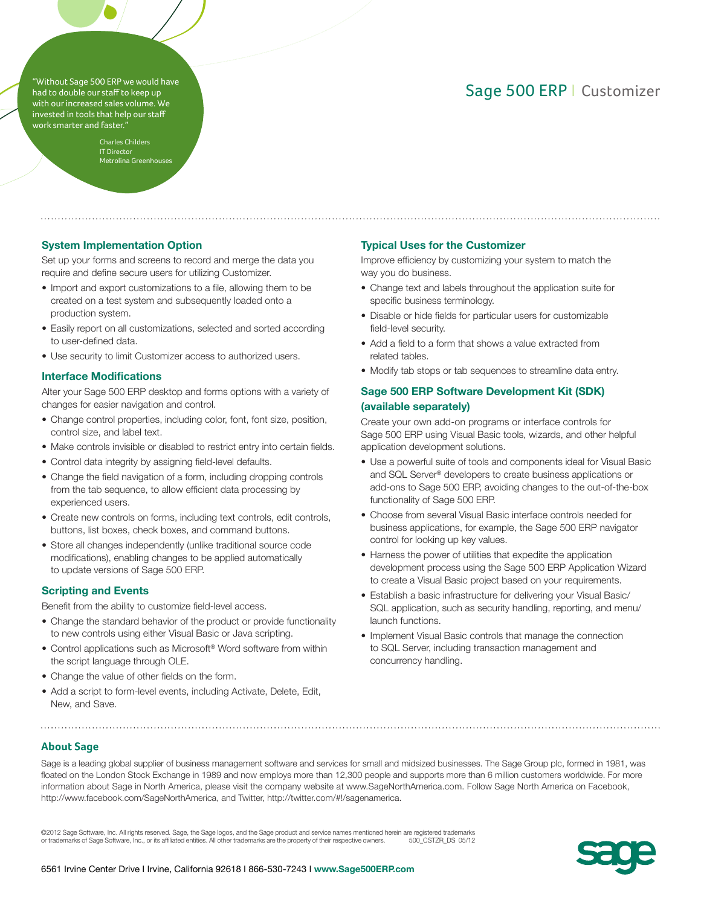> "Without Sage 500 ERP we would have had to double our staff to keep up with our increased sales volume. We invested in tools that help our staff work smarter and faster."
>
> Charles Childers
> IT Director
> Metrolina Greenhouses

# Sage 500 ERP | Customizer

## System Implementation Option

Set up your forms and screens to record and merge the data you require and define secure users for utilizing Customizer.

- Import and export customizations to a file, allowing them to be created on a test system and subsequently loaded onto a production system.
- Easily report on all customizations, selected and sorted according to user-defined data.
- Use security to limit Customizer access to authorized users.

## Interface Modifications

Alter your Sage 500 ERP desktop and forms options with a variety of changes for easier navigation and control.

- Change control properties, including color, font, font size, position, control size, and label text.
- Make controls invisible or disabled to restrict entry into certain fields.
- Control data integrity by assigning field-level defaults.
- Change the field navigation of a form, including dropping controls from the tab sequence, to allow efficient data processing by experienced users.
- Create new controls on forms, including text controls, edit controls, buttons, list boxes, check boxes, and command buttons.
- Store all changes independently (unlike traditional source code modifications), enabling changes to be applied automatically to update versions of Sage 500 ERP.

## Scripting and Events

Benefit from the ability to customize field-level access.

- Change the standard behavior of the product or provide functionality to new controls using either Visual Basic or Java scripting.
- Control applications such as Microsoft® Word software from within the script language through OLE.
- Change the value of other fields on the form.
- Add a script to form-level events, including Activate, Delete, Edit, New, and Save.

## Typical Uses for the Customizer

Improve efficiency by customizing your system to match the way you do business.

- Change text and labels throughout the application suite for specific business terminology.
- Disable or hide fields for particular users for customizable field-level security.
- Add a field to a form that shows a value extracted from related tables.
- Modify tab stops or tab sequences to streamline data entry.

## Sage 500 ERP Software Development Kit (SDK) (available separately)

Create your own add-on programs or interface controls for Sage 500 ERP using Visual Basic tools, wizards, and other helpful application development solutions.

- Use a powerful suite of tools and components ideal for Visual Basic and SQL Server® developers to create business applications or add-ons to Sage 500 ERP, avoiding changes to the out-of-the-box functionality of Sage 500 ERP.
- Choose from several Visual Basic interface controls needed for business applications, for example, the Sage 500 ERP navigator control for looking up key values.
- Harness the power of utilities that expedite the application development process using the Sage 500 ERP Application Wizard to create a Visual Basic project based on your requirements.
- Establish a basic infrastructure for delivering your Visual Basic/SQL application, such as security handling, reporting, and menu/launch functions.
- Implement Visual Basic controls that manage the connection to SQL Server, including transaction management and concurrency handling.

## About Sage

Sage is a leading global supplier of business management software and services for small and midsized businesses. The Sage Group plc, formed in 1981, was floated on the London Stock Exchange in 1989 and now employs more than 12,300 people and supports more than 6 million customers worldwide. For more information about Sage in North America, please visit the company website at www.SageNorthAmerica.com. Follow Sage North America on Facebook, http://www.facebook.com/SageNorthAmerica, and Twitter, http://twitter.com/#!/sagenamerica.

©2012 Sage Software, Inc. All rights reserved. Sage, the Sage logos, and the Sage product and service names mentioned herein are registered trademarks or trademarks of Sage Software, Inc., or its affiliated entities. All other trademarks are the property of their respective owners. 500_CSTZR_DS 05/12

6561 Irvine Center Drive I Irvine, California 92618 I 866-530-7243 I **www.Sage500ERP.com**